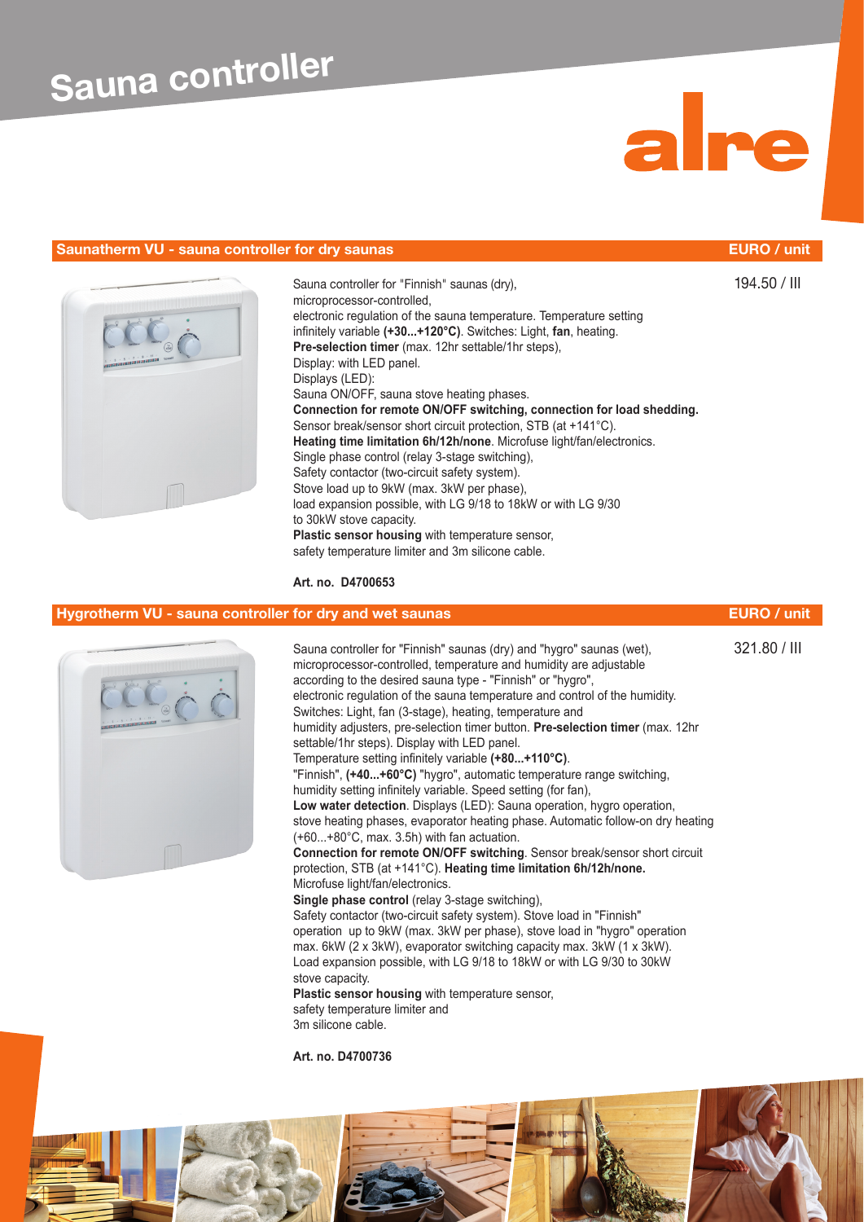# Sauna controller

alre

## Saunatherm VU - sauna controller for dry saunas

**EURO / unit**

194.50 / III

Sauna controller for "Finnish" saunas (dry), microprocessor-controlled, electronic regulation of the sauna temperature. Temperature setting infinitely variable **(+30...+120°C)**. Switches: Light, **fan**, heating. **Pre-selection timer** (max. 12hr settable/1hr steps), Display: with LED panel. Displays (LED): Sauna ON/OFF, sauna stove heating phases. **Connection for remote ON/OFF switching, connection for load shedding.** Sensor break/sensor short circuit protection, STB (at +141°C). **Heating time limitation 6h/12h/none**. Microfuse light/fan/electronics. Single phase control (relay 3-stage switching), Safety contactor (two-circuit safety system). Stove load up to 9kW (max. 3kW per phase), load expansion possible, with LG 9/18 to 18kW or with LG 9/30 to 30kW stove capacity. **Plastic sensor housing** with temperature sensor, safety temperature limiter and 3m silicone cable.

**Art. no. D4700653**

## Hygrotherm VU - sauna controller for dry and wet saunas

**EURO / unit**

321.80 / III

Sauna controller for "Finnish" saunas (dry) and "hygro" saunas (wet), microprocessor-controlled, temperature and humidity are adjustable according to the desired sauna type - "Finnish" or "hygro", electronic regulation of the sauna temperature and control of the humidity. Switches: Light, fan (3-stage), heating, temperature and humidity adjusters, pre-selection timer button. **Pre-selection timer** (max. 12hr settable/1hr steps). Display with LED panel. Temperature setting infinitely variable **(+80...+110°C)**. "Finnish", **(+40...+60°C)** "hygro", automatic temperature range switching, humidity setting infinitely variable. Speed setting (for fan), **Low water detection**. Displays (LED): Sauna operation, hygro operation, stove heating phases, evaporator heating phase. Automatic follow-on dry heating (+60...+80°C, max. 3.5h) with fan actuation. **Connection for remote ON/OFF switching**. Sensor break/sensor short circuit protection, STB (at +141°C). **Heating time limitation 6h/12h/none.** Microfuse light/fan/electronics. **Single phase control** (relay 3-stage switching), Safety contactor (two-circuit safety system). Stove load in "Finnish" operation up to 9kW (max. 3kW per phase), stove load in "hygro" operation max. 6kW (2 x 3kW), evaporator switching capacity max. 3kW (1 x 3kW). Load expansion possible, with LG 9/18 to 18kW or with LG 9/30 to 30kW stove capacity. **Plastic sensor housing** with temperature sensor, safety temperature limiter and 3m silicone cable.

**Art. no. D4700736**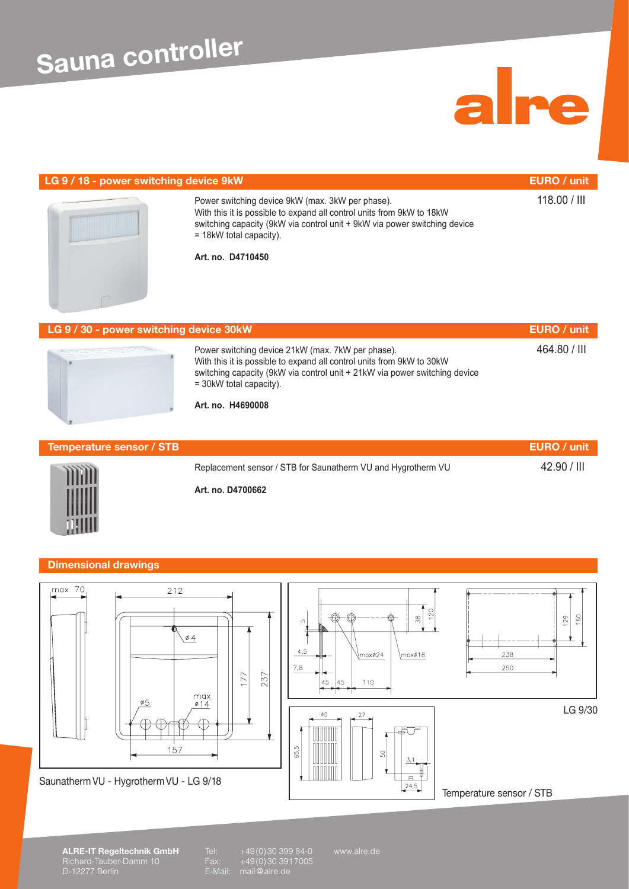# Sauna controller

## LG 9 / 18 - power switching device 9kW

**EURO / unit**

Power switching device 9kW (max. 3kW per phase).
With this it is possible to expand all control units from 9kW to 18kW switching capacity (9kW via control unit + 9kW via power switching device = 18kW total capacity).

**Art. no. D4710450**

118.00 / III

## LG 9 / 30 - power switching device 30kW

**EURO / unit**

Power switching device 21kW (max. 7kW per phase).
With this it is possible to expand all control units from 9kW to 30kW switching capacity (9kW via control unit + 21kW via power switching device = 30kW total capacity).

**Art. no. H4690008**

464.80 / III

## Temperature sensor / STB

**EURO / unit**

Replacement sensor / STB for Saunatherm VU and Hygrotherm VU

**Art. no. D4700662**

42.90 / III

## Dimensional drawings

max 70
212
ø4
177
237
ø5
max ø14
157

Saunatherm VU - Hygrotherm VU - LG 9/18

5
4,5
7,8
45
45
110
maxø24
maxø18
38
120
238
250
129
160

LG 9/30

40
27
65,5
50
3,1
24,5

Temperature sensor / STB

**ALRE-IT Regeltechnik GmbH**
Richard-Tauber-Damm 10
D-12277 Berlin

Tel: +49(0)30 399 84-0
Fax: +49(0)30 3917005
E-Mail: mail@alre.de

www.alre.de